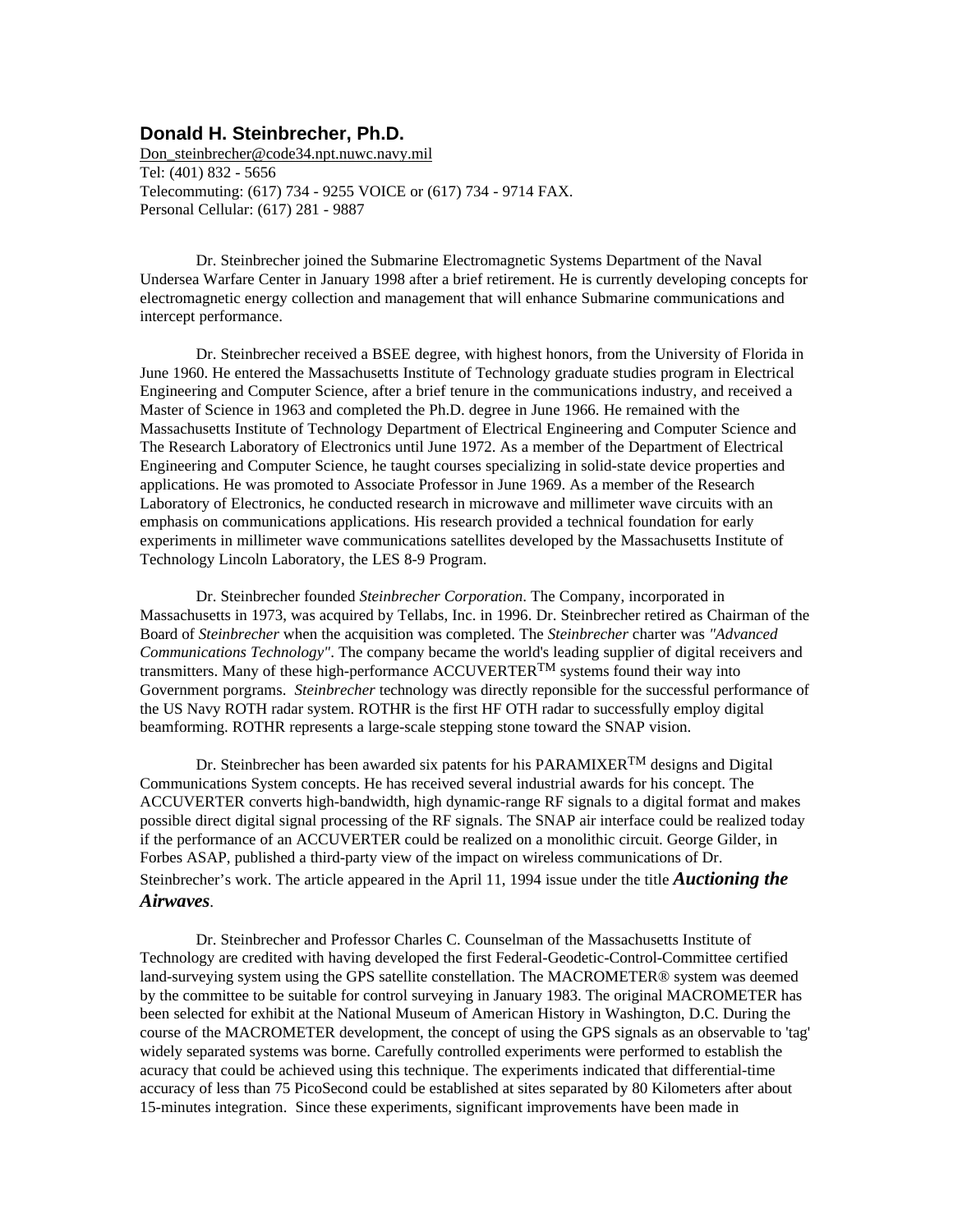## Donald H. Steinbrecher, Ph.D.

Don_steinbrecher@code34.npt.nuwc.navy.mil
Tel: (401) 832 - 5656
Telecommuting: (617) 734 - 9255 VOICE or (617) 734 - 9714 FAX.
Personal Cellular: (617) 281 - 9887

Dr. Steinbrecher joined the Submarine Electromagnetic Systems Department of the Naval Undersea Warfare Center in January 1998 after a brief retirement. He is currently developing concepts for electromagnetic energy collection and management that will enhance Submarine communications and intercept performance.

Dr. Steinbrecher received a BSEE degree, with highest honors, from the University of Florida in June 1960. He entered the Massachusetts Institute of Technology graduate studies program in Electrical Engineering and Computer Science, after a brief tenure in the communications industry, and received a Master of Science in 1963 and completed the Ph.D. degree in June 1966. He remained with the Massachusetts Institute of Technology Department of Electrical Engineering and Computer Science and The Research Laboratory of Electronics until June 1972. As a member of the Department of Electrical Engineering and Computer Science, he taught courses specializing in solid-state device properties and applications. He was promoted to Associate Professor in June 1969. As a member of the Research Laboratory of Electronics, he conducted research in microwave and millimeter wave circuits with an emphasis on communications applications. His research provided a technical foundation for early experiments in millimeter wave communications satellites developed by the Massachusetts Institute of Technology Lincoln Laboratory, the LES 8-9 Program.

Dr. Steinbrecher founded *Steinbrecher Corporation*. The Company, incorporated in Massachusetts in 1973, was acquired by Tellabs, Inc. in 1996. Dr. Steinbrecher retired as Chairman of the Board of *Steinbrecher* when the acquisition was completed. The *Steinbrecher* charter was *"Advanced Communications Technology"*. The company became the world's leading supplier of digital receivers and transmitters. Many of these high-performance ACCUVERTER™ systems found their way into Government porgrams. *Steinbrecher* technology was directly reponsible for the successful performance of the US Navy ROTH radar system. ROTHR is the first HF OTH radar to successfully employ digital beamforming. ROTHR represents a large-scale stepping stone toward the SNAP vision.

Dr. Steinbrecher has been awarded six patents for his PARAMIXER™ designs and Digital Communications System concepts. He has received several industrial awards for his concept. The ACCUVERTER converts high-bandwidth, high dynamic-range RF signals to a digital format and makes possible direct digital signal processing of the RF signals. The SNAP air interface could be realized today if the performance of an ACCUVERTER could be realized on a monolithic circuit. George Gilder, in Forbes ASAP, published a third-party view of the impact on wireless communications of Dr. Steinbrecher's work. The article appeared in the April 11, 1994 issue under the title ***Auctioning the Airwaves***.

Dr. Steinbrecher and Professor Charles C. Counselman of the Massachusetts Institute of Technology are credited with having developed the first Federal-Geodetic-Control-Committee certified land-surveying system using the GPS satellite constellation. The MACROMETER® system was deemed by the committee to be suitable for control surveying in January 1983. The original MACROMETER has been selected for exhibit at the National Museum of American History in Washington, D.C. During the course of the MACROMETER development, the concept of using the GPS signals as an observable to 'tag' widely separated systems was borne. Carefully controlled experiments were performed to establish the acuracy that could be achieved using this technique. The experiments indicated that differential-time accuracy of less than 75 PicoSecond could be established at sites separated by 80 Kilometers after about 15-minutes integration. Since these experiments, significant improvements have been made in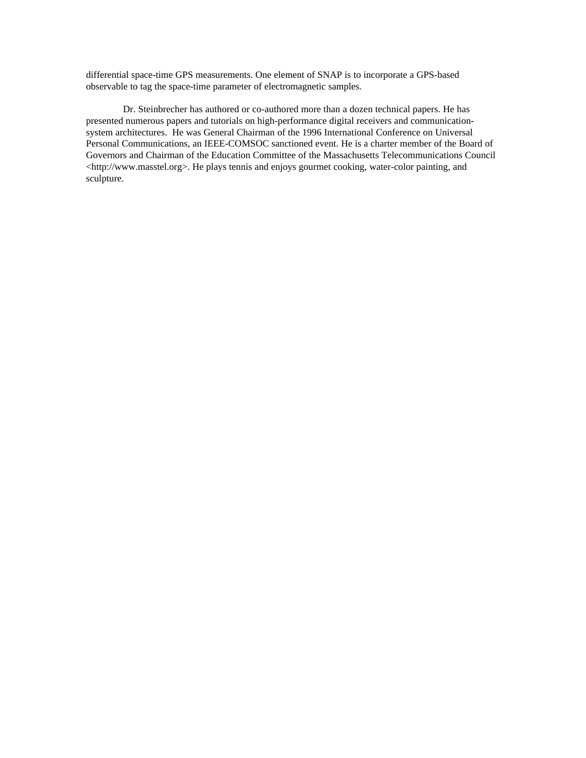differential space-time GPS measurements. One element of SNAP is to incorporate a GPS-based observable to tag the space-time parameter of electromagnetic samples.

Dr. Steinbrecher has authored or co-authored more than a dozen technical papers. He has presented numerous papers and tutorials on high-performance digital receivers and communication-system architectures. He was General Chairman of the 1996 International Conference on Universal Personal Communications, an IEEE-COMSOC sanctioned event. He is a charter member of the Board of Governors and Chairman of the Education Committee of the Massachusetts Telecommunications Council <http://www.masstel.org>. He plays tennis and enjoys gourmet cooking, water-color painting, and sculpture.